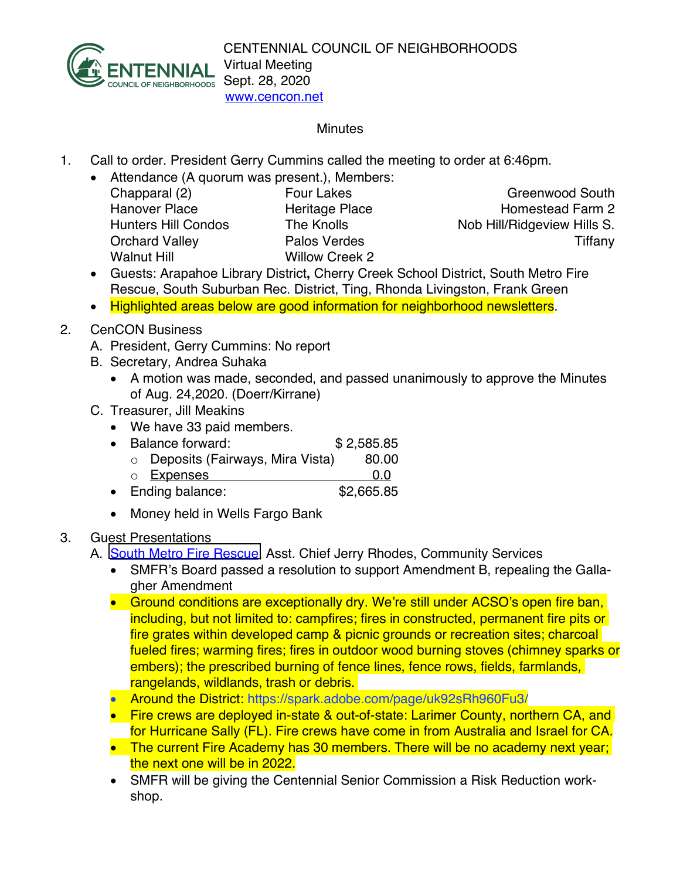CENTENNIAL COUNCIL OF NEIGHBORHOODS
Virtual Meeting
Sept. 28, 2020
www.cencon.net

Minutes

1. Call to order. President Gerry Cummins called the meeting to order at 6:46pm.
   - Attendance (A quorum was present.), Members:

| | | |
|---|---|---|
| Chapparal (2) | Four Lakes | Greenwood South |
| Hanover Place | Heritage Place | Homestead Farm 2 |
| Hunters Hill Condos | The Knolls | Nob Hill/Ridgeview Hills S. |
| Orchard Valley | Palos Verdes | Tiffany |
| Walnut Hill | Willow Creek 2 | |

   - Guests: Arapahoe Library District**,** Cherry Creek School District, South Metro Fire Rescue, South Suburban Rec. District, Ting, Rhonda Livingston, Frank Green
   - Highlighted areas below are good information for neighborhood newsletters.

2. CenCON Business
   A. President, Gerry Cummins: No report
   B. Secretary, Andrea Suhaka
      - A motion was made, seconded, and passed unanimously to approve the Minutes of Aug. 24,2020. (Doerr/Kirrane)

   C. Treasurer, Jill Meakins
      - We have 33 paid members.
      - Balance forward: $ 2,585.85
        - Deposits (Fairways, Mira Vista) 80.00
        - Expenses 0.0
      - Ending balance: $2,665.85
      - Money held in Wells Fargo Bank

3. Guest Presentations
   A. South Metro Fire Rescue, Asst. Chief Jerry Rhodes, Community Services
      - SMFR's Board passed a resolution to support Amendment B, repealing the Gallagher Amendment
      - Ground conditions are exceptionally dry. We're still under ACSO's open fire ban, including, but not limited to: campfires; fires in constructed, permanent fire pits or fire grates within developed camp & picnic grounds or recreation sites; charcoal fueled fires; warming fires; fires in outdoor wood burning stoves (chimney sparks or embers); the prescribed burning of fence lines, fence rows, fields, farmlands, rangelands, wildlands, trash or debris.
      - Around the District: https://spark.adobe.com/page/uk92sRh960Fu3/
      - Fire crews are deployed in-state & out-of-state: Larimer County, northern CA, and for Hurricane Sally (FL). Fire crews have come in from Australia and Israel for CA.
      - The current Fire Academy has 30 members. There will be no academy next year; the next one will be in 2022.
      - SMFR will be giving the Centennial Senior Commission a Risk Reduction workshop.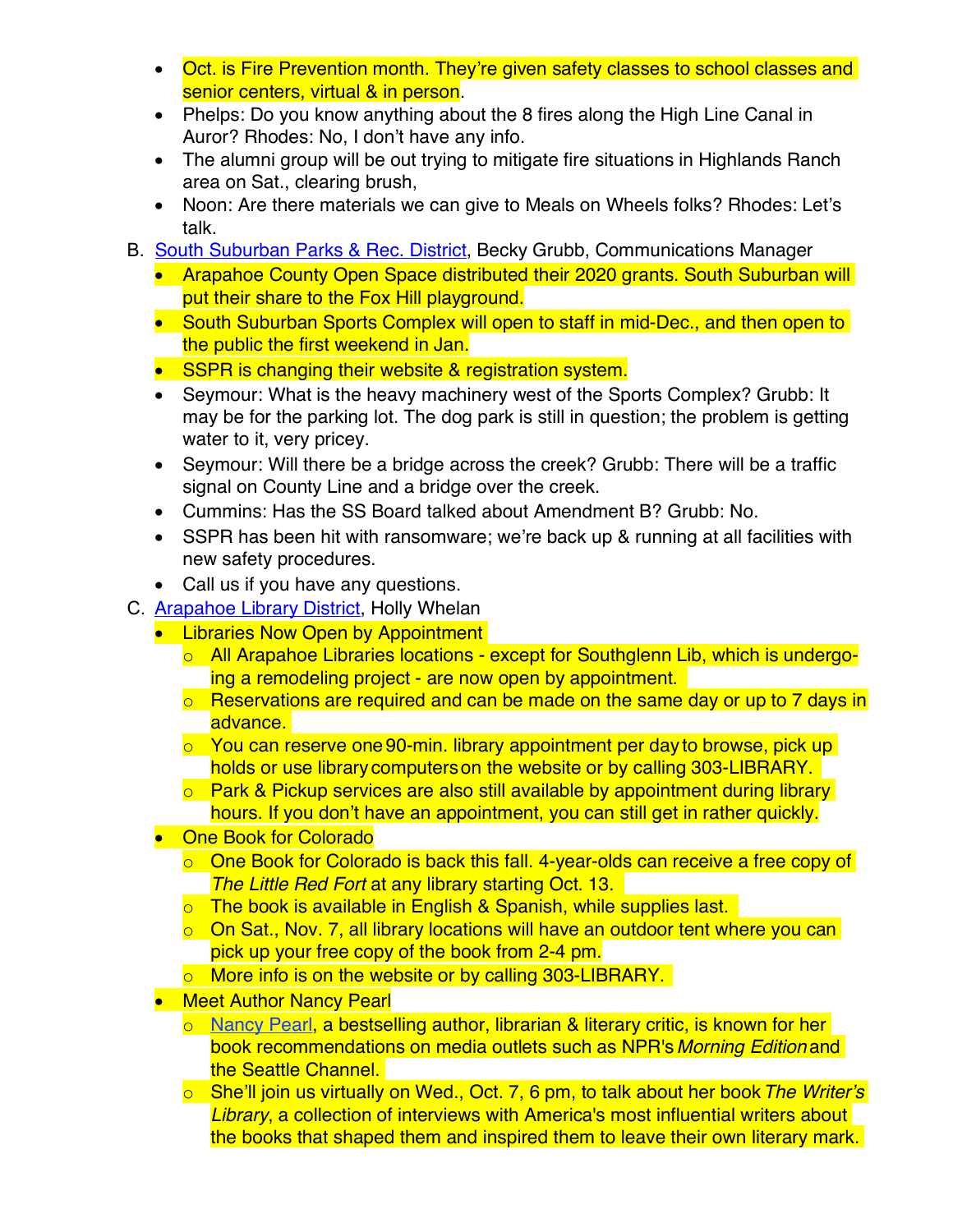- Oct. is Fire Prevention month. They're given safety classes to school classes and senior centers, virtual & in person.
- Phelps: Do you know anything about the 8 fires along the High Line Canal in Auror? Rhodes: No, I don't have any info.
- The alumni group will be out trying to mitigate fire situations in Highlands Ranch area on Sat., clearing brush,
- Noon: Are there materials we can give to Meals on Wheels folks? Rhodes: Let's talk.

B. [South Suburban Parks & Rec. District](), Becky Grubb, Communications Manager

- Arapahoe County Open Space distributed their 2020 grants. South Suburban will put their share to the Fox Hill playground.
- South Suburban Sports Complex will open to staff in mid-Dec., and then open to the public the first weekend in Jan.
- SSPR is changing their website & registration system.
- Seymour: What is the heavy machinery west of the Sports Complex? Grubb: It may be for the parking lot. The dog park is still in question; the problem is getting water to it, very pricey.
- Seymour: Will there be a bridge across the creek? Grubb: There will be a traffic signal on County Line and a bridge over the creek.
- Cummins: Has the SS Board talked about Amendment B? Grubb: No.
- SSPR has been hit with ransomware; we're back up & running at all facilities with new safety procedures.
- Call us if you have any questions.

C. [Arapahoe Library District](), Holly Whelan

- Libraries Now Open by Appointment
  - All Arapahoe Libraries locations - except for Southglenn Lib, which is undergo-ing a remodeling project - are now open by appointment.
  - Reservations are required and can be made on the same day or up to 7 days in advance.
  - You can reserve one 90-min. library appointment per day to browse, pick up holds or use library computers on the website or by calling 303-LIBRARY.
  - Park & Pickup services are also still available by appointment during library hours. If you don't have an appointment, you can still get in rather quickly.
- One Book for Colorado
  - One Book for Colorado is back this fall. 4-year-olds can receive a free copy of *The Little Red Fort* at any library starting Oct. 13.
  - The book is available in English & Spanish, while supplies last.
  - On Sat., Nov. 7, all library locations will have an outdoor tent where you can pick up your free copy of the book from 2-4 pm.
  - More info is on the website or by calling 303-LIBRARY.
- Meet Author Nancy Pearl
  - [Nancy Pearl](), a bestselling author, librarian & literary critic, is known for her book recommendations on media outlets such as NPR's *Morning Edition* and the Seattle Channel.
  - She'll join us virtually on Wed., Oct. 7, 6 pm, to talk about her book *The Writer's Library*, a collection of interviews with America's most influential writers about the books that shaped them and inspired them to leave their own literary mark.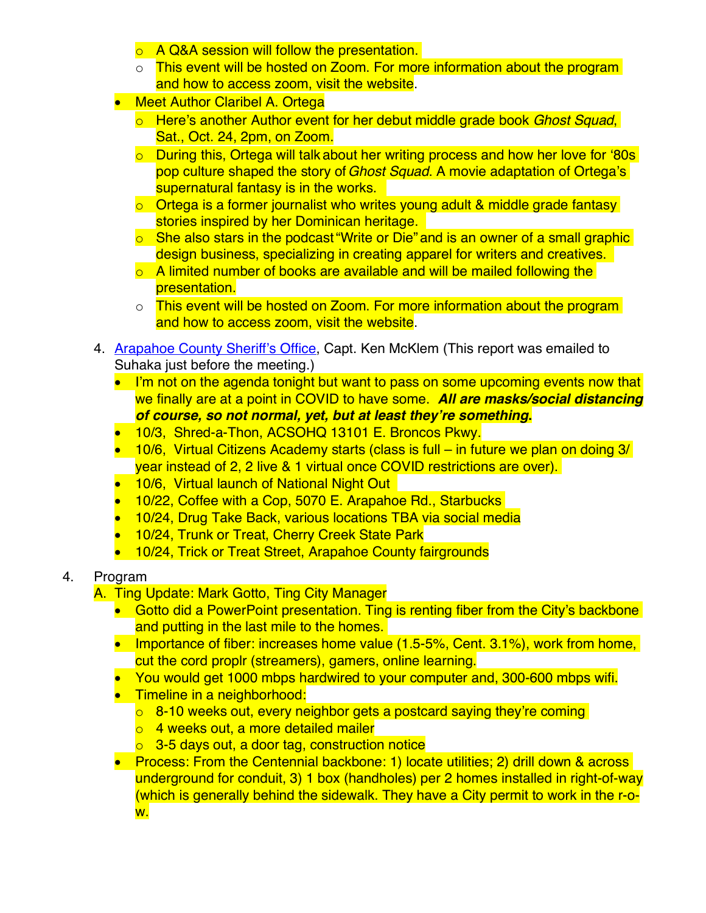- A Q&A session will follow the presentation.
    - This event will be hosted on Zoom. For more information about the program and how to access zoom, visit the website.
  - Meet Author Claribel A. Ortega
    - Here's another Author event for her debut middle grade book *Ghost Squad*, Sat., Oct. 24, 2pm, on Zoom.
    - During this, Ortega will talk about her writing process and how her love for '80s pop culture shaped the story of *Ghost Squad*. A movie adaptation of Ortega's supernatural fantasy is in the works.
    - Ortega is a former journalist who writes young adult & middle grade fantasy stories inspired by her Dominican heritage.
    - She also stars in the podcast "Write or Die" and is an owner of a small graphic design business, specializing in creating apparel for writers and creatives.
    - A limited number of books are available and will be mailed following the presentation.
    - This event will be hosted on Zoom. For more information about the program and how to access zoom, visit the website.

4. Arapahoe County Sheriff's Office, Capt. Ken McKlem (This report was emailed to Suhaka just before the meeting.)
   - I'm not on the agenda tonight but want to pass on some upcoming events now that we finally are at a point in COVID to have some. ***All are masks/social distancing of course, so not normal, yet, but at least they're something.***
   - 10/3, Shred-a-Thon, ACSOHQ 13101 E. Broncos Pkwy.
   - 10/6, Virtual Citizens Academy starts (class is full – in future we plan on doing 3/year instead of 2, 2 live & 1 virtual once COVID restrictions are over).
   - 10/6, Virtual launch of National Night Out
   - 10/22, Coffee with a Cop, 5070 E. Arapahoe Rd., Starbucks
   - 10/24, Drug Take Back, various locations TBA via social media
   - 10/24, Trunk or Treat, Cherry Creek State Park
   - 10/24, Trick or Treat Street, Arapahoe County fairgrounds

4. Program

A. Ting Update: Mark Gotto, Ting City Manager
   - Gotto did a PowerPoint presentation. Ting is renting fiber from the City's backbone and putting in the last mile to the homes.
   - Importance of fiber: increases home value (1.5-5%, Cent. 3.1%), work from home, cut the cord proplr (streamers), gamers, online learning.
   - You would get 1000 mbps hardwired to your computer and, 300-600 mbps wifi.
   - Timeline in a neighborhood:
     - 8-10 weeks out, every neighbor gets a postcard saying they're coming
     - 4 weeks out, a more detailed mailer
     - 3-5 days out, a door tag, construction notice
   - Process: From the Centennial backbone: 1) locate utilities; 2) drill down & across underground for conduit, 3) 1 box (handholes) per 2 homes installed in right-of-way (which is generally behind the sidewalk. They have a City permit to work in the r-o-w.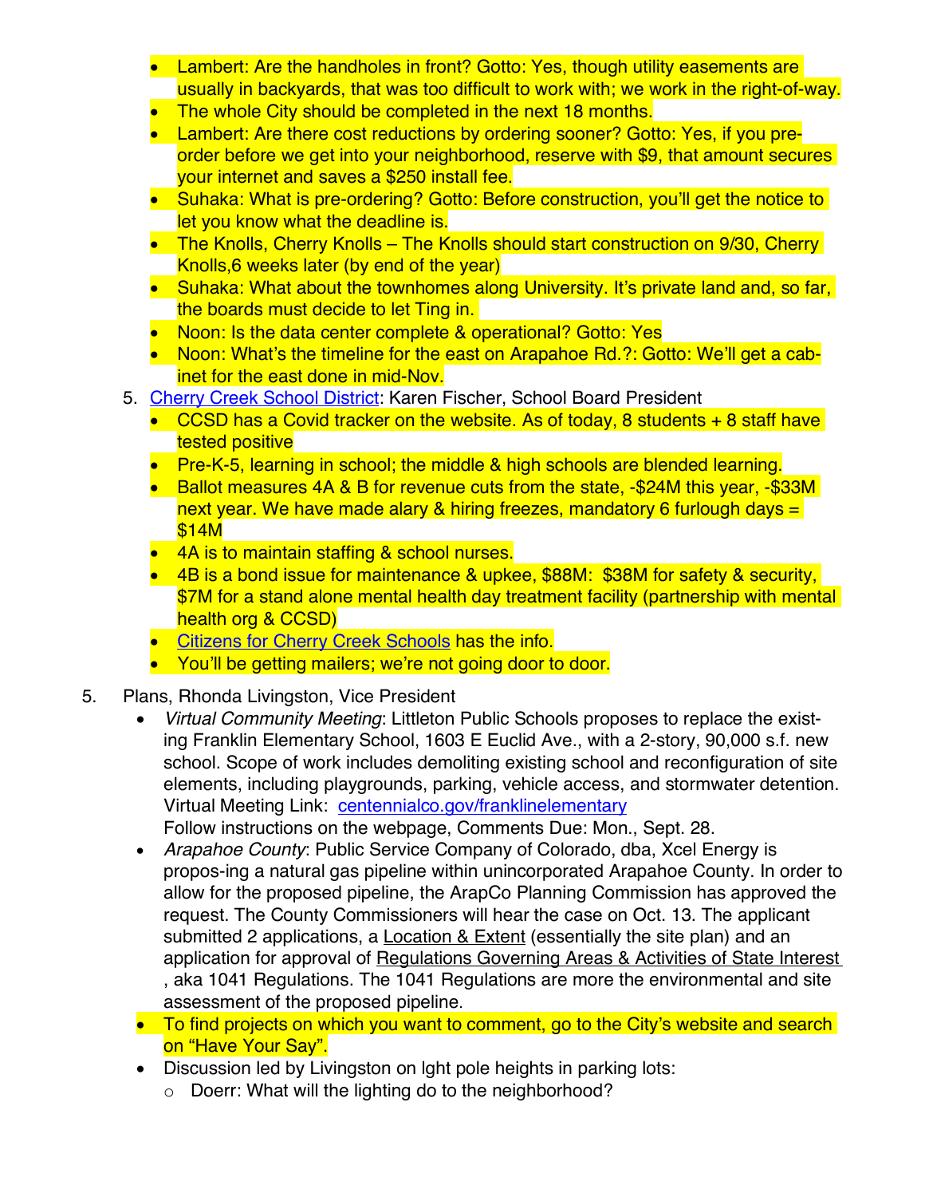- Lambert: Are the handholes in front? Gotto: Yes, though utility easements are usually in backyards, that was too difficult to work with; we work in the right-of-way.
- The whole City should be completed in the next 18 months.
- Lambert: Are there cost reductions by ordering sooner? Gotto: Yes, if you pre-order before we get into your neighborhood, reserve with $9, that amount secures your internet and saves a $250 install fee.
- Suhaka: What is pre-ordering? Gotto: Before construction, you'll get the notice to let you know what the deadline is.
- The Knolls, Cherry Knolls – The Knolls should start construction on 9/30, Cherry Knolls,6 weeks later (by end of the year)
- Suhaka: What about the townhomes along University. It's private land and, so far, the boards must decide to let Ting in.
- Noon: Is the data center complete & operational? Gotto: Yes
- Noon: What's the timeline for the east on Arapahoe Rd.?: Gotto: We'll get a cabinet for the east done in mid-Nov.

5. Cherry Creek School District: Karen Fischer, School Board President
   - CCSD has a Covid tracker on the website. As of today, 8 students + 8 staff have tested positive
   - Pre-K-5, learning in school; the middle & high schools are blended learning.
   - Ballot measures 4A & B for revenue cuts from the state, -$24M this year, -$33M next year. We have made alary & hiring freezes, mandatory 6 furlough days = $14M
   - 4A is to maintain staffing & school nurses.
   - 4B is a bond issue for maintenance & upkee, $88M: $38M for safety & security, $7M for a stand alone mental health day treatment facility (partnership with mental health org & CCSD)
   - Citizens for Cherry Creek Schools has the info.
   - You'll be getting mailers; we're not going door to door.

5. Plans, Rhonda Livingston, Vice President
   - *Virtual Community Meeting*: Littleton Public Schools proposes to replace the existing Franklin Elementary School, 1603 E Euclid Ave., with a 2-story, 90,000 s.f. new school. Scope of work includes demoliting existing school and reconfiguration of site elements, including playgrounds, parking, vehicle access, and stormwater detention. Virtual Meeting Link: centennialco.gov/franklinelementary
     Follow instructions on the webpage, Comments Due: Mon., Sept. 28.
   - *Arapahoe County*: Public Service Company of Colorado, dba, Xcel Energy is propos-ing a natural gas pipeline within unincorporated Arapahoe County. In order to allow for the proposed pipeline, the ArapCo Planning Commission has approved the request. The County Commissioners will hear the case on Oct. 13. The applicant submitted 2 applications, a Location & Extent (essentially the site plan) and an application for approval of Regulations Governing Areas & Activities of State Interest , aka 1041 Regulations. The 1041 Regulations are more the environmental and site assessment of the proposed pipeline.
   - To find projects on which you want to comment, go to the City's website and search on "Have Your Say".
   - Discussion led by Livingston on lght pole heights in parking lots:
     - Doerr: What will the lighting do to the neighborhood?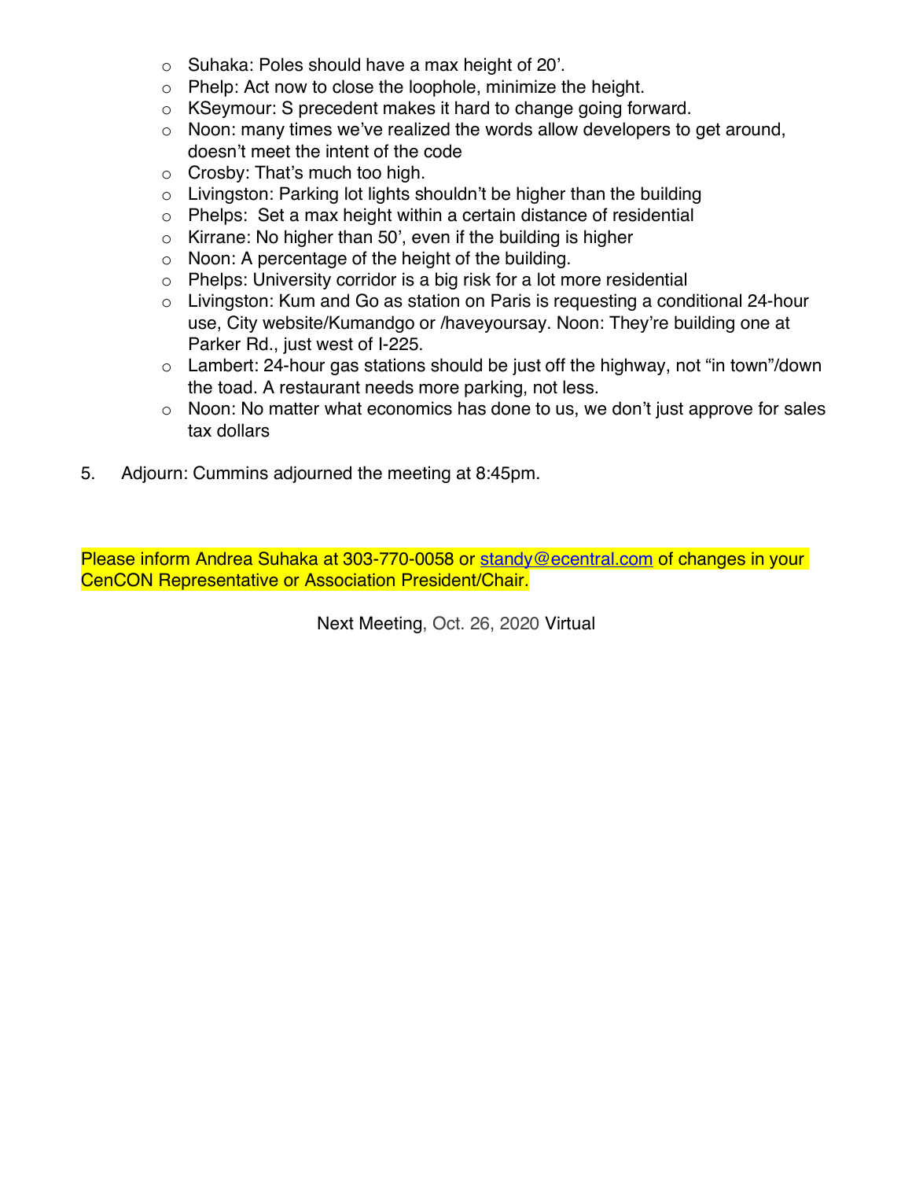- Suhaka: Poles should have a max height of 20'.
- Phelp: Act now to close the loophole, minimize the height.
- KSeymour: S precedent makes it hard to change going forward.
- Noon: many times we've realized the words allow developers to get around, doesn't meet the intent of the code
- Crosby: That's much too high.
- Livingston: Parking lot lights shouldn't be higher than the building
- Phelps: Set a max height within a certain distance of residential
- Kirrane: No higher than 50', even if the building is higher
- Noon: A percentage of the height of the building.
- Phelps: University corridor is a big risk for a lot more residential
- Livingston: Kum and Go as station on Paris is requesting a conditional 24-hour use, City website/Kumandgo or /haveyoursay. Noon: They're building one at Parker Rd., just west of I-225.
- Lambert: 24-hour gas stations should be just off the highway, not "in town"/down the toad. A restaurant needs more parking, not less.
- Noon: No matter what economics has done to us, we don't just approve for sales tax dollars

5. Adjourn: Cummins adjourned the meeting at 8:45pm.

Please inform Andrea Suhaka at 303-770-0058 or [standy@ecentral.com](mailto:standy@ecentral.com) of changes in your CenCON Representative or Association President/Chair.

Next Meeting, Oct. 26, 2020 Virtual